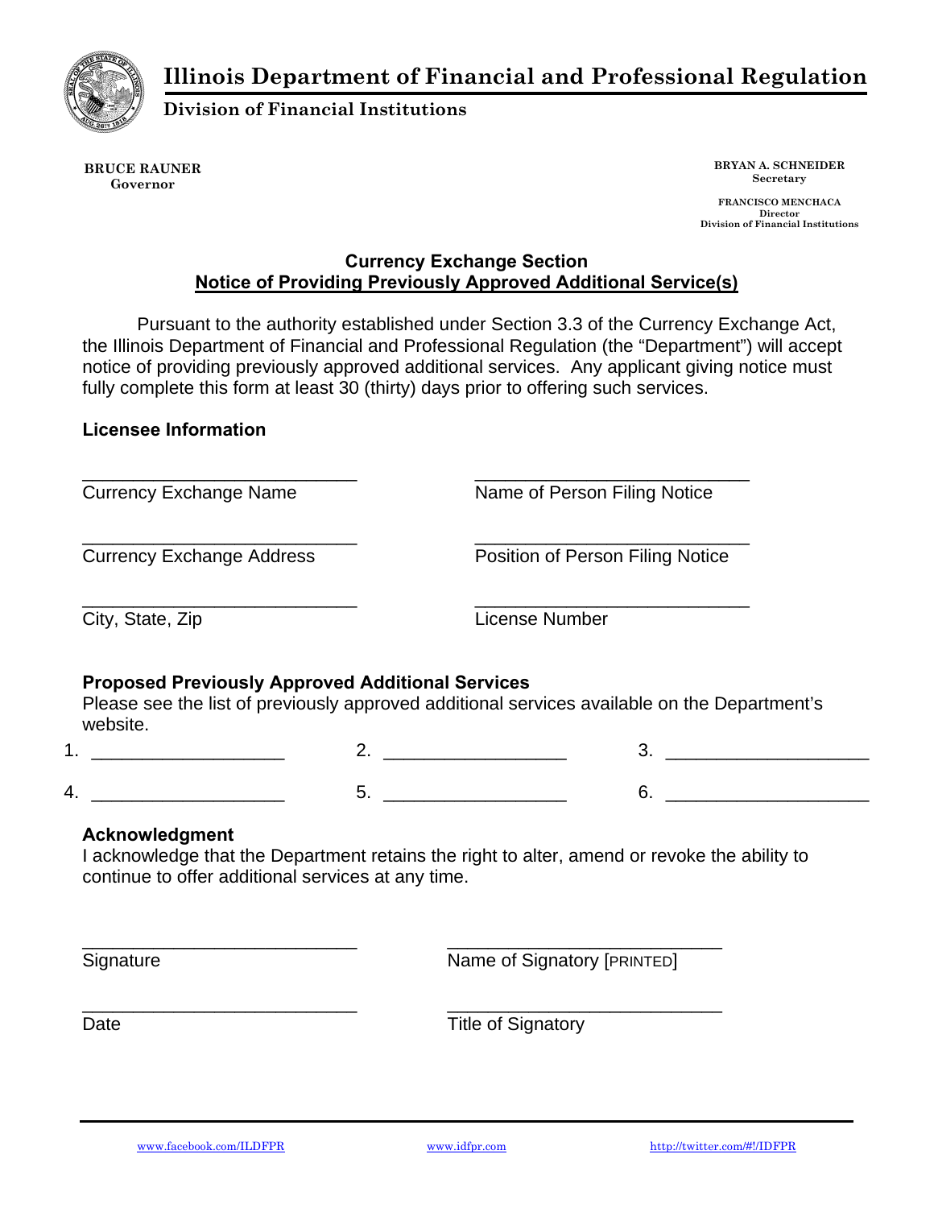# Illinois Department of Financial and Professional Regulation

## Division of Financial Institutions

**BRUCE RAUNER**
Governor

**BRYAN A. SCHNEIDER**
Secretary

**FRANCISCO MENCHACA**
Director
Division of Financial Institutions

### Currency Exchange Section

### Notice of Providing Previously Approved Additional Service(s)

Pursuant to the authority established under Section 3.3 of the Currency Exchange Act, the Illinois Department of Financial and Professional Regulation (the "Department") will accept notice of providing previously approved additional services. Any applicant giving notice must fully complete this form at least 30 (thirty) days prior to offering such services.

**Licensee Information**

| | |
|---|---|
| ____________________________ | ____________________________ |
| Currency Exchange Name | Name of Person Filing Notice |
| ____________________________ | ____________________________ |
| Currency Exchange Address | Position of Person Filing Notice |
| ____________________________ | ____________________________ |
| City, State, Zip | License Number |

**Proposed Previously Approved Additional Services**

Please see the list of previously approved additional services available on the Department's website.

1. ____________________ 2. ____________________ 3. ____________________

4. ____________________ 5. ____________________ 6. ____________________

**Acknowledgment**

I acknowledge that the Department retains the right to alter, amend or revoke the ability to continue to offer additional services at any time.

| | |
|---|---|
| ____________________________ | ____________________________ |
| Signature | Name of Signatory [PRINTED] |
| ____________________________ | ____________________________ |
| Date | Title of Signatory |

www.facebook.com/ILDFPR www.idfpr.com http://twitter.com/#!/IDFPR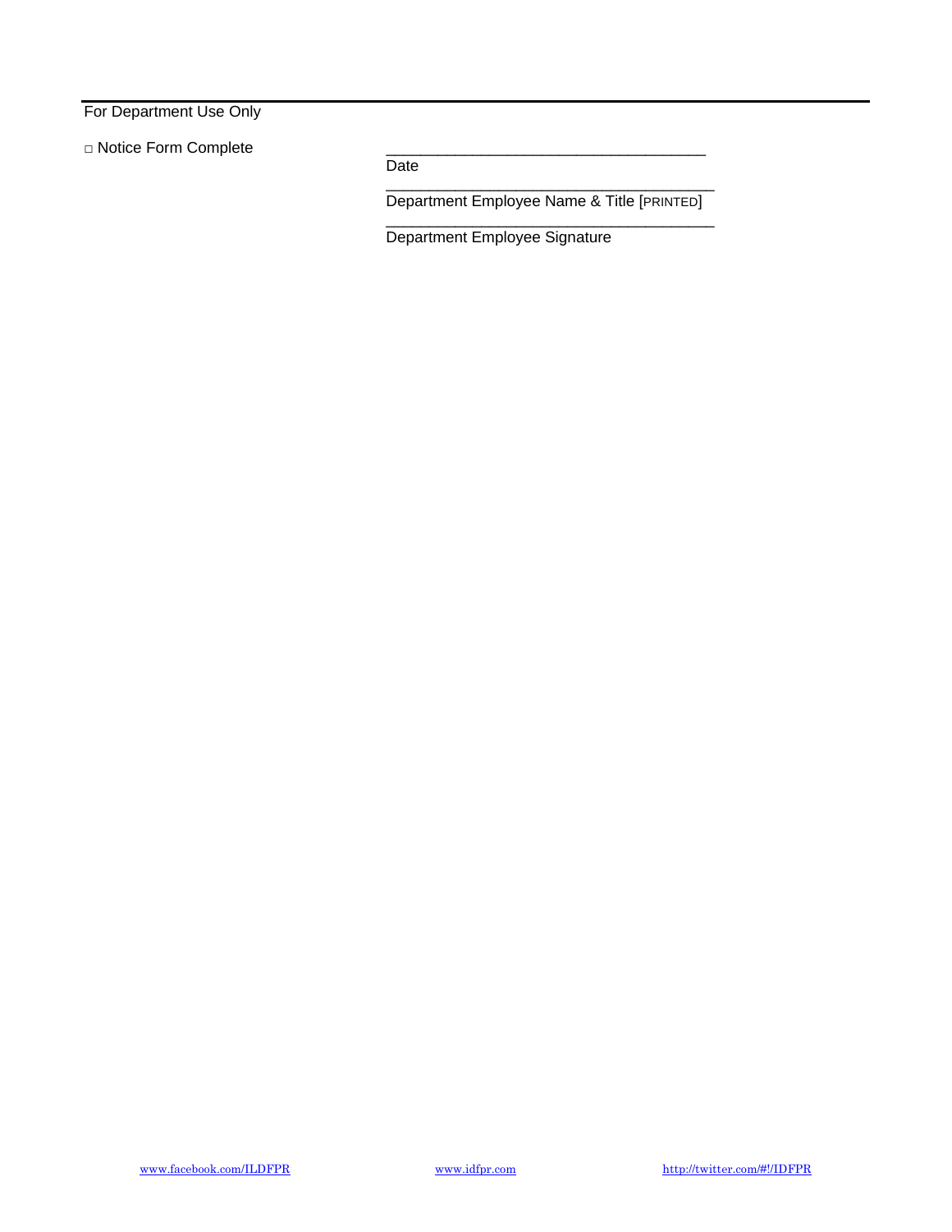For Department Use Only

□ Notice Form Complete

_____________________________________
Date

_____________________________________
Department Employee Name & Title [PRINTED]

_____________________________________
Department Employee Signature

www.facebook.com/ILDFPR www.idfpr.com http://twitter.com/#!/IDFPR